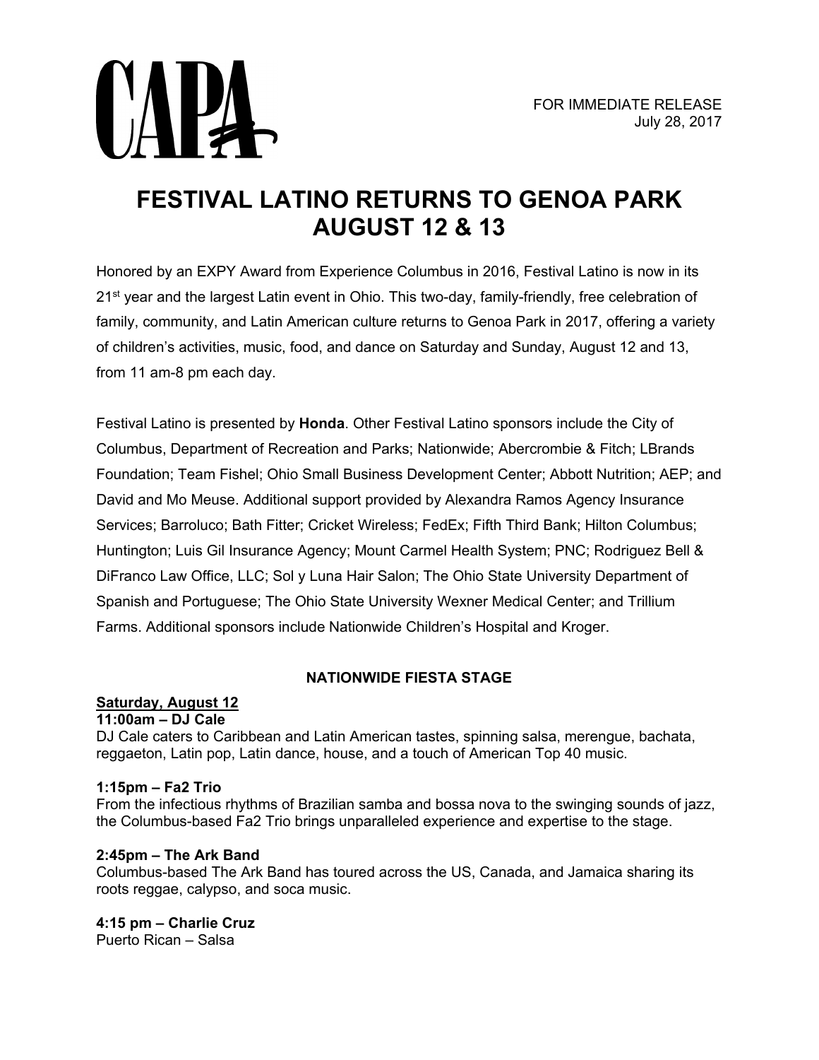CAPA

FOR IMMEDIATE RELEASE
July 28, 2017

# FESTIVAL LATINO RETURNS TO GENOA PARK AUGUST 12 & 13

Honored by an EXPY Award from Experience Columbus in 2016, Festival Latino is now in its 21st year and the largest Latin event in Ohio. This two-day, family-friendly, free celebration of family, community, and Latin American culture returns to Genoa Park in 2017, offering a variety of children's activities, music, food, and dance on Saturday and Sunday, August 12 and 13, from 11 am-8 pm each day.

Festival Latino is presented by **Honda**. Other Festival Latino sponsors include the City of Columbus, Department of Recreation and Parks; Nationwide; Abercrombie & Fitch; LBrands Foundation; Team Fishel; Ohio Small Business Development Center; Abbott Nutrition; AEP; and David and Mo Meuse. Additional support provided by Alexandra Ramos Agency Insurance Services; Barroluco; Bath Fitter; Cricket Wireless; FedEx; Fifth Third Bank; Hilton Columbus; Huntington; Luis Gil Insurance Agency; Mount Carmel Health System; PNC; Rodriguez Bell & DiFranco Law Office, LLC; Sol y Luna Hair Salon; The Ohio State University Department of Spanish and Portuguese; The Ohio State University Wexner Medical Center; and Trillium Farms. Additional sponsors include Nationwide Children's Hospital and Kroger.

## NATIONWIDE FIESTA STAGE

**Saturday, August 12**

**11:00am – DJ Cale**
DJ Cale caters to Caribbean and Latin American tastes, spinning salsa, merengue, bachata, reggaeton, Latin pop, Latin dance, house, and a touch of American Top 40 music.

**1:15pm – Fa2 Trio**
From the infectious rhythms of Brazilian samba and bossa nova to the swinging sounds of jazz, the Columbus-based Fa2 Trio brings unparalleled experience and expertise to the stage.

**2:45pm – The Ark Band**
Columbus-based The Ark Band has toured across the US, Canada, and Jamaica sharing its roots reggae, calypso, and soca music.

**4:15 pm – Charlie Cruz**
Puerto Rican – Salsa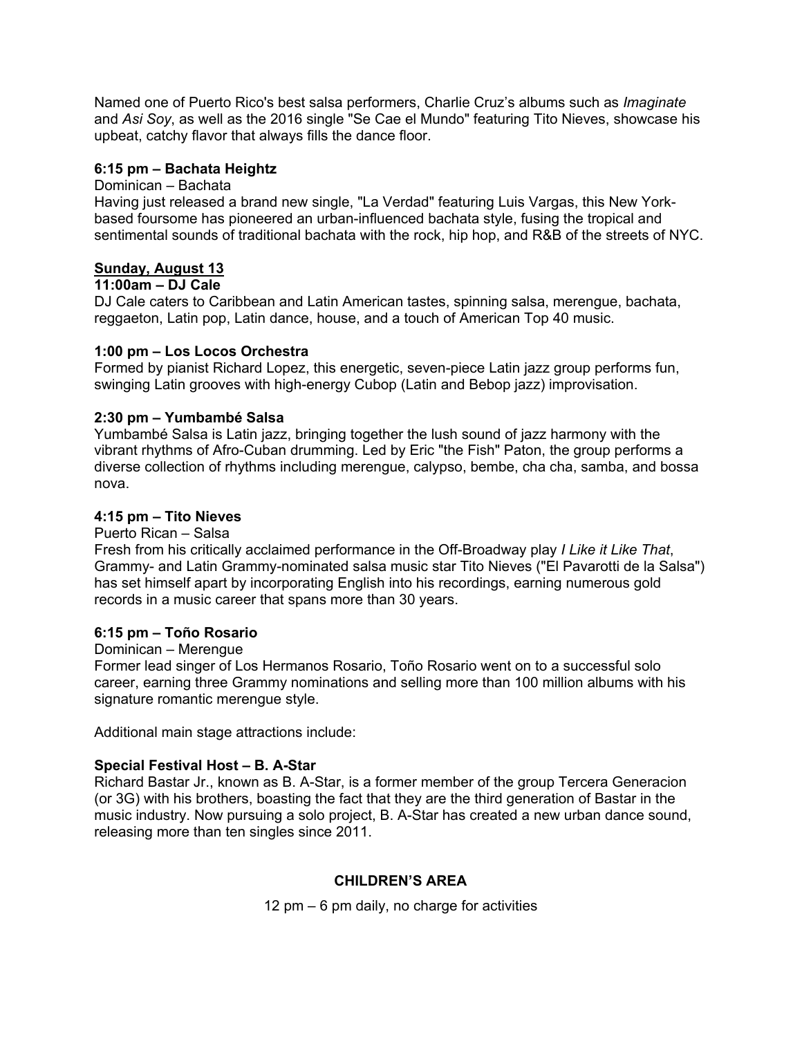Named one of Puerto Rico's best salsa performers, Charlie Cruz's albums such as *Imaginate* and *Asi Soy*, as well as the 2016 single "Se Cae el Mundo" featuring Tito Nieves, showcase his upbeat, catchy flavor that always fills the dance floor.

**6:15 pm – Bachata Heightz**

Dominican – Bachata

Having just released a brand new single, "La Verdad" featuring Luis Vargas, this New York-based foursome has pioneered an urban-influenced bachata style, fusing the tropical and sentimental sounds of traditional bachata with the rock, hip hop, and R&B of the streets of NYC.

**Sunday, August 13**

**11:00am – DJ Cale**

DJ Cale caters to Caribbean and Latin American tastes, spinning salsa, merengue, bachata, reggaeton, Latin pop, Latin dance, house, and a touch of American Top 40 music.

**1:00 pm – Los Locos Orchestra**

Formed by pianist Richard Lopez, this energetic, seven-piece Latin jazz group performs fun, swinging Latin grooves with high-energy Cubop (Latin and Bebop jazz) improvisation.

**2:30 pm – Yumbambé Salsa**

Yumbambé Salsa is Latin jazz, bringing together the lush sound of jazz harmony with the vibrant rhythms of Afro-Cuban drumming. Led by Eric "the Fish" Paton, the group performs a diverse collection of rhythms including merengue, calypso, bembe, cha cha, samba, and bossa nova.

**4:15 pm – Tito Nieves**

Puerto Rican – Salsa

Fresh from his critically acclaimed performance in the Off-Broadway play *I Like it Like That*, Grammy- and Latin Grammy-nominated salsa music star Tito Nieves ("El Pavarotti de la Salsa") has set himself apart by incorporating English into his recordings, earning numerous gold records in a music career that spans more than 30 years.

**6:15 pm – Toño Rosario**

Dominican – Merengue

Former lead singer of Los Hermanos Rosario, Toño Rosario went on to a successful solo career, earning three Grammy nominations and selling more than 100 million albums with his signature romantic merengue style.

Additional main stage attractions include:

**Special Festival Host – B. A-Star**

Richard Bastar Jr., known as B. A-Star, is a former member of the group Tercera Generacion (or 3G) with his brothers, boasting the fact that they are the third generation of Bastar in the music industry. Now pursuing a solo project, B. A-Star has created a new urban dance sound, releasing more than ten singles since 2011.

## CHILDREN'S AREA

12 pm – 6 pm daily, no charge for activities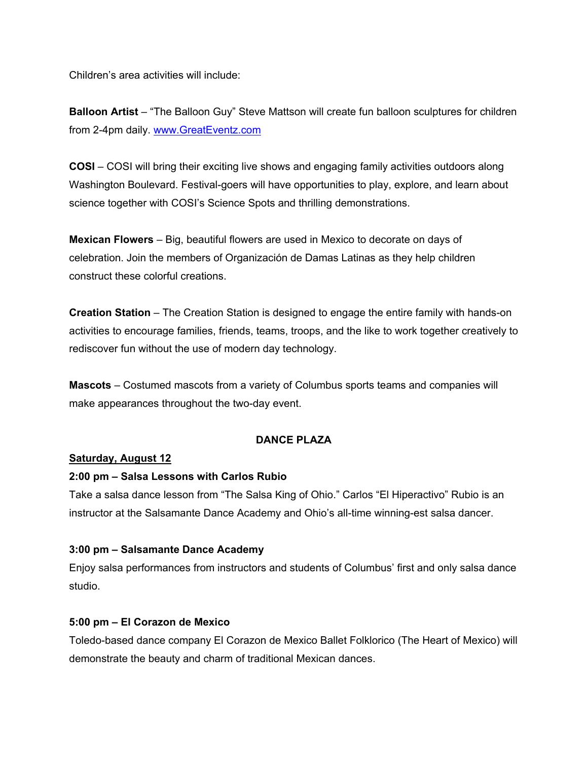Children's area activities will include:

**Balloon Artist** – "The Balloon Guy" Steve Mattson will create fun balloon sculptures for children from 2-4pm daily. [www.GreatEventz.com](http://www.GreatEventz.com)

**COSI** – COSI will bring their exciting live shows and engaging family activities outdoors along Washington Boulevard. Festival-goers will have opportunities to play, explore, and learn about science together with COSI's Science Spots and thrilling demonstrations.

**Mexican Flowers** – Big, beautiful flowers are used in Mexico to decorate on days of celebration. Join the members of Organización de Damas Latinas as they help children construct these colorful creations.

**Creation Station** – The Creation Station is designed to engage the entire family with hands-on activities to encourage families, friends, teams, troops, and the like to work together creatively to rediscover fun without the use of modern day technology.

**Mascots** – Costumed mascots from a variety of Columbus sports teams and companies will make appearances throughout the two-day event.

## DANCE PLAZA

**Saturday, August 12**

**2:00 pm – Salsa Lessons with Carlos Rubio**

Take a salsa dance lesson from "The Salsa King of Ohio." Carlos "El Hiperactivo" Rubio is an instructor at the Salsamante Dance Academy and Ohio's all-time winning-est salsa dancer.

**3:00 pm – Salsamante Dance Academy**

Enjoy salsa performances from instructors and students of Columbus' first and only salsa dance studio.

**5:00 pm – El Corazon de Mexico**

Toledo-based dance company El Corazon de Mexico Ballet Folklorico (The Heart of Mexico) will demonstrate the beauty and charm of traditional Mexican dances.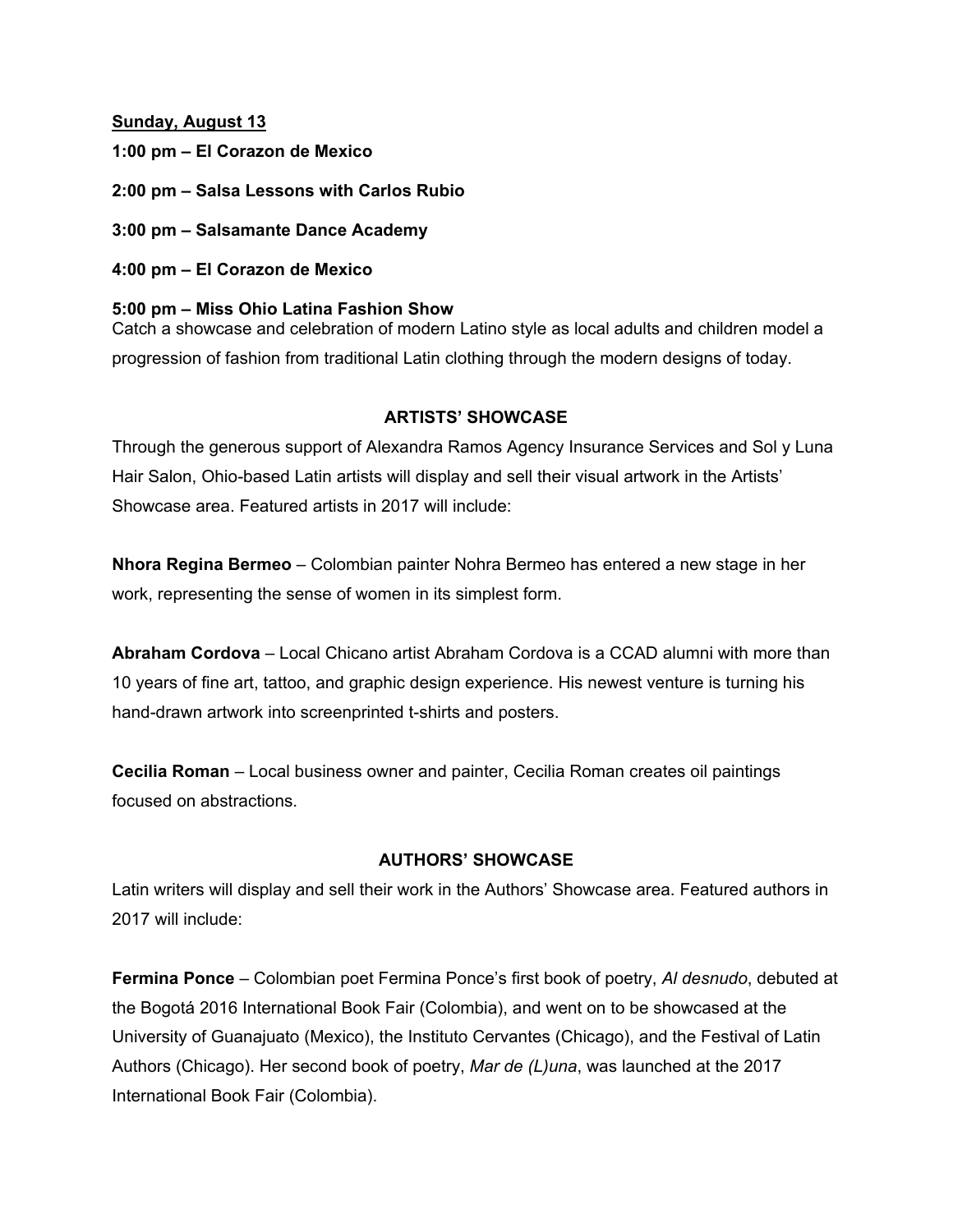**Sunday, August 13**

**1:00 pm – El Corazon de Mexico**

**2:00 pm – Salsa Lessons with Carlos Rubio**

**3:00 pm – Salsamante Dance Academy**

**4:00 pm – El Corazon de Mexico**

**5:00 pm – Miss Ohio Latina Fashion Show**
Catch a showcase and celebration of modern Latino style as local adults and children model a progression of fashion from traditional Latin clothing through the modern designs of today.

## ARTISTS' SHOWCASE

Through the generous support of Alexandra Ramos Agency Insurance Services and Sol y Luna Hair Salon, Ohio-based Latin artists will display and sell their visual artwork in the Artists' Showcase area. Featured artists in 2017 will include:

**Nhora Regina Bermeo** – Colombian painter Nohra Bermeo has entered a new stage in her work, representing the sense of women in its simplest form.

**Abraham Cordova** – Local Chicano artist Abraham Cordova is a CCAD alumni with more than 10 years of fine art, tattoo, and graphic design experience. His newest venture is turning his hand-drawn artwork into screenprinted t-shirts and posters.

**Cecilia Roman** – Local business owner and painter, Cecilia Roman creates oil paintings focused on abstractions.

## AUTHORS' SHOWCASE

Latin writers will display and sell their work in the Authors' Showcase area. Featured authors in 2017 will include:

**Fermina Ponce** – Colombian poet Fermina Ponce's first book of poetry, *Al desnudo*, debuted at the Bogotá 2016 International Book Fair (Colombia), and went on to be showcased at the University of Guanajuato (Mexico), the Instituto Cervantes (Chicago), and the Festival of Latin Authors (Chicago). Her second book of poetry, *Mar de (L)una*, was launched at the 2017 International Book Fair (Colombia).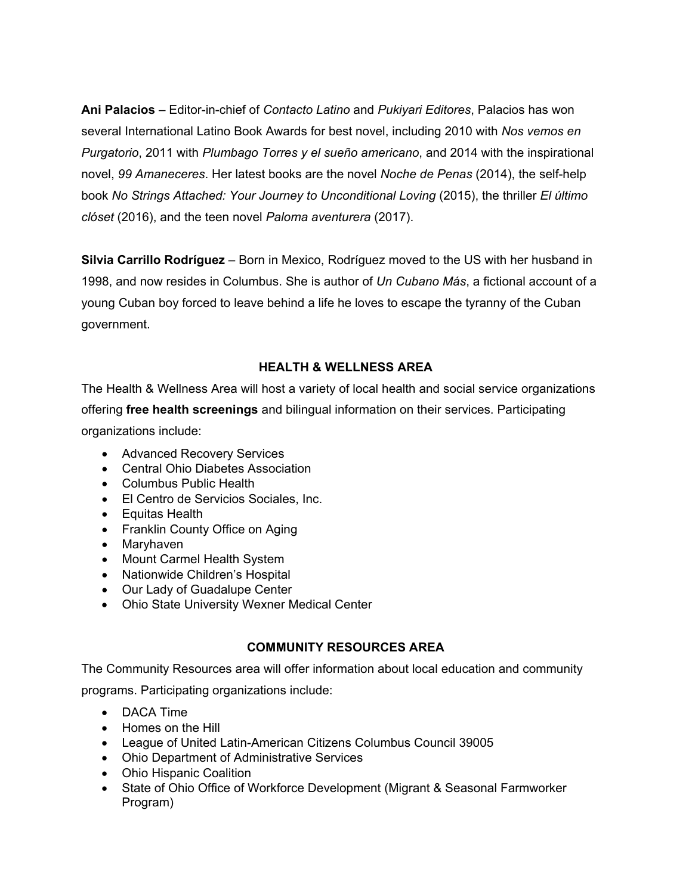**Ani Palacios** – Editor-in-chief of *Contacto Latino* and *Pukiyari Editores*, Palacios has won several International Latino Book Awards for best novel, including 2010 with *Nos vemos en Purgatorio*, 2011 with *Plumbago Torres y el sueño americano*, and 2014 with the inspirational novel, *99 Amaneceres*. Her latest books are the novel *Noche de Penas* (2014), the self-help book *No Strings Attached: Your Journey to Unconditional Loving* (2015), the thriller *El último clóset* (2016), and the teen novel *Paloma aventurera* (2017).

**Silvia Carrillo Rodríguez** – Born in Mexico, Rodríguez moved to the US with her husband in 1998, and now resides in Columbus. She is author of *Un Cubano Más*, a fictional account of a young Cuban boy forced to leave behind a life he loves to escape the tyranny of the Cuban government.

## HEALTH & WELLNESS AREA

The Health & Wellness Area will host a variety of local health and social service organizations offering **free health screenings** and bilingual information on their services. Participating organizations include:

- Advanced Recovery Services
- Central Ohio Diabetes Association
- Columbus Public Health
- El Centro de Servicios Sociales, Inc.
- Equitas Health
- Franklin County Office on Aging
- Maryhaven
- Mount Carmel Health System
- Nationwide Children's Hospital
- Our Lady of Guadalupe Center
- Ohio State University Wexner Medical Center

## COMMUNITY RESOURCES AREA

The Community Resources area will offer information about local education and community programs. Participating organizations include:

- DACA Time
- Homes on the Hill
- League of United Latin-American Citizens Columbus Council 39005
- Ohio Department of Administrative Services
- Ohio Hispanic Coalition
- State of Ohio Office of Workforce Development (Migrant & Seasonal Farmworker Program)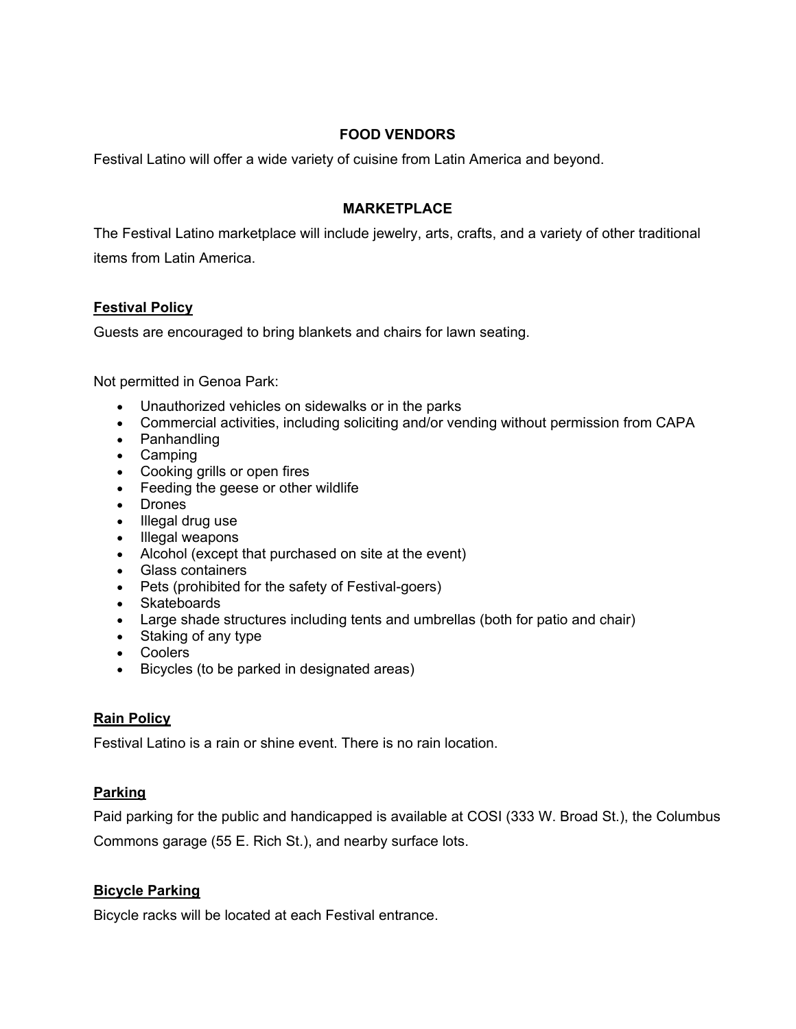## FOOD VENDORS

Festival Latino will offer a wide variety of cuisine from Latin America and beyond.

## MARKETPLACE

The Festival Latino marketplace will include jewelry, arts, crafts, and a variety of other traditional items from Latin America.

### Festival Policy

Guests are encouraged to bring blankets and chairs for lawn seating.

Not permitted in Genoa Park:

- Unauthorized vehicles on sidewalks or in the parks
- Commercial activities, including soliciting and/or vending without permission from CAPA
- Panhandling
- Camping
- Cooking grills or open fires
- Feeding the geese or other wildlife
- Drones
- Illegal drug use
- Illegal weapons
- Alcohol (except that purchased on site at the event)
- Glass containers
- Pets (prohibited for the safety of Festival-goers)
- Skateboards
- Large shade structures including tents and umbrellas (both for patio and chair)
- Staking of any type
- Coolers
- Bicycles (to be parked in designated areas)

### Rain Policy

Festival Latino is a rain or shine event. There is no rain location.

### Parking

Paid parking for the public and handicapped is available at COSI (333 W. Broad St.), the Columbus Commons garage (55 E. Rich St.), and nearby surface lots.

### Bicycle Parking

Bicycle racks will be located at each Festival entrance.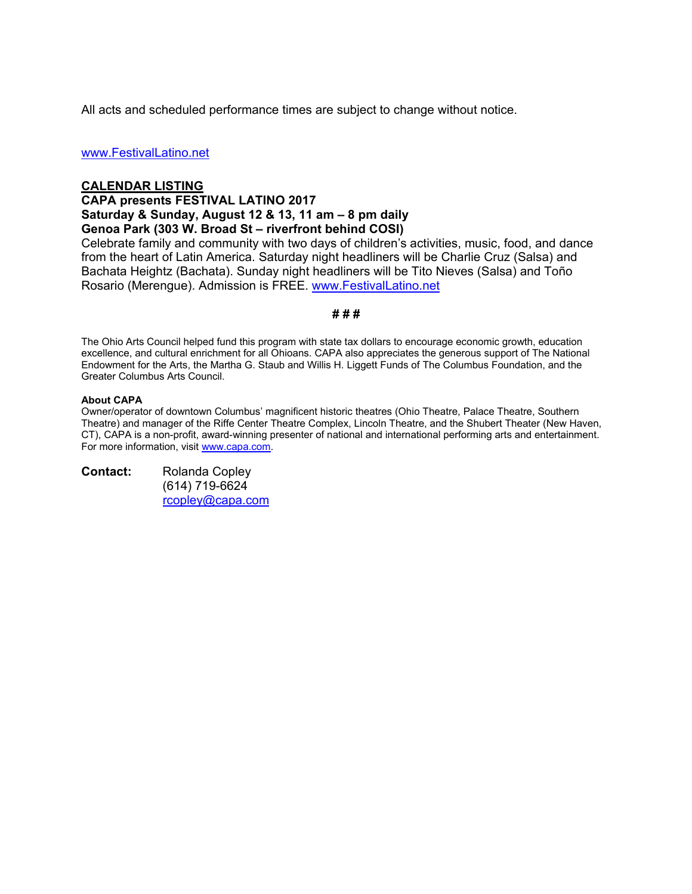All acts and scheduled performance times are subject to change without notice.

www.FestivalLatino.net

**CALENDAR LISTING**

**CAPA presents FESTIVAL LATINO 2017**
**Saturday & Sunday, August 12 & 13, 11 am – 8 pm daily**
**Genoa Park (303 W. Broad St – riverfront behind COSI)**

Celebrate family and community with two days of children's activities, music, food, and dance from the heart of Latin America. Saturday night headliners will be Charlie Cruz (Salsa) and Bachata Heightz (Bachata). Sunday night headliners will be Tito Nieves (Salsa) and Toño Rosario (Merengue). Admission is FREE. www.FestivalLatino.net

# # #

The Ohio Arts Council helped fund this program with state tax dollars to encourage economic growth, education excellence, and cultural enrichment for all Ohioans. CAPA also appreciates the generous support of The National Endowment for the Arts, the Martha G. Staub and Willis H. Liggett Funds of The Columbus Foundation, and the Greater Columbus Arts Council.

**About CAPA**

Owner/operator of downtown Columbus' magnificent historic theatres (Ohio Theatre, Palace Theatre, Southern Theatre) and manager of the Riffe Center Theatre Complex, Lincoln Theatre, and the Shubert Theater (New Haven, CT), CAPA is a non-profit, award-winning presenter of national and international performing arts and entertainment. For more information, visit www.capa.com.

**Contact:** Rolanda Copley
(614) 719-6624
rcopley@capa.com